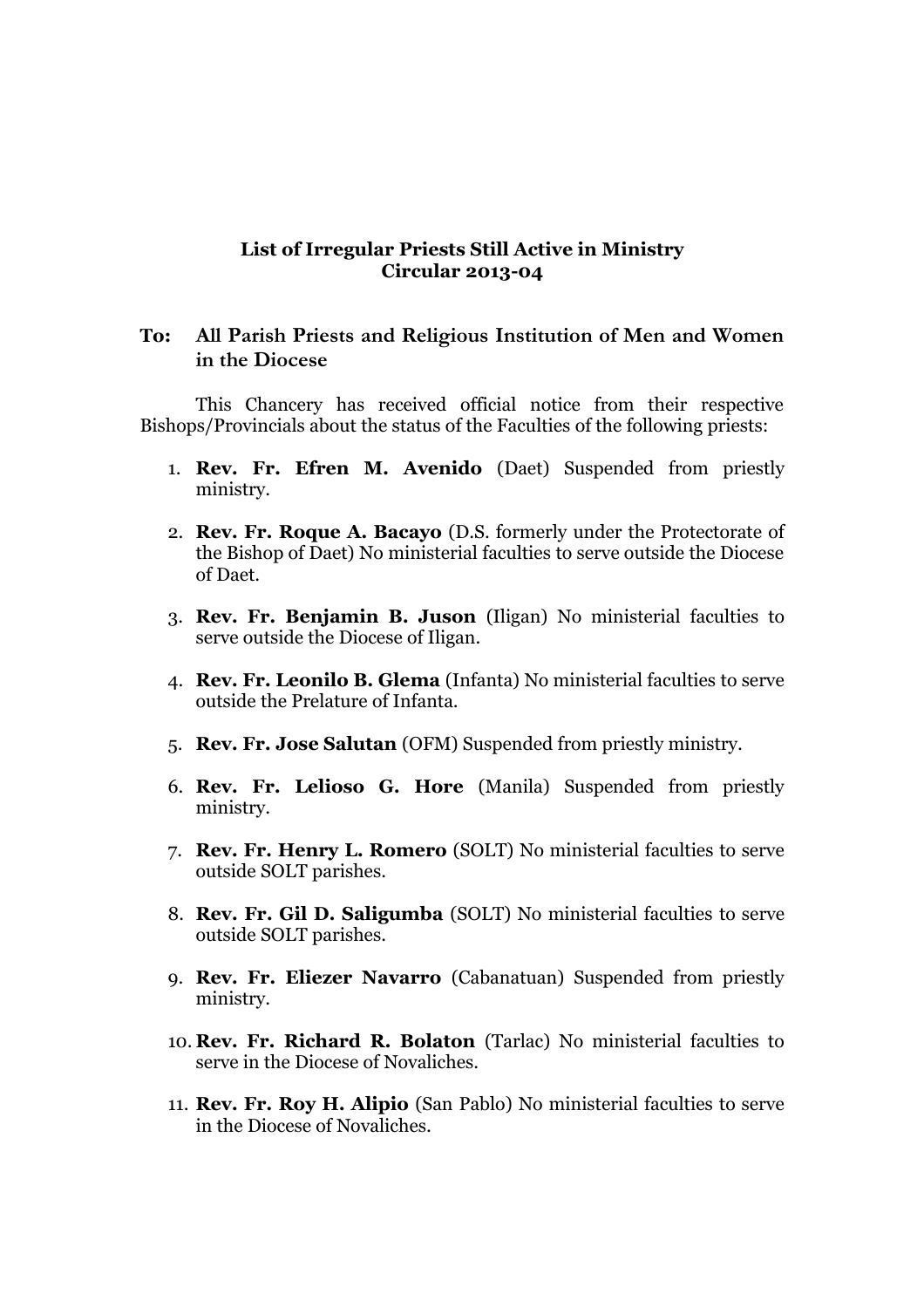**List of Irregular Priests Still Active in Ministry**
**Circular 2013-04**

**To: All Parish Priests and Religious Institution of Men and Women in the Diocese**

This Chancery has received official notice from their respective Bishops/Provincials about the status of the Faculties of the following priests:

1. **Rev. Fr. Efren M. Avenido** (Daet) Suspended from priestly ministry.

2. **Rev. Fr. Roque A. Bacayo** (D.S. formerly under the Protectorate of the Bishop of Daet) No ministerial faculties to serve outside the Diocese of Daet.

3. **Rev. Fr. Benjamin B. Juson** (Iligan) No ministerial faculties to serve outside the Diocese of Iligan.

4. **Rev. Fr. Leonilo B. Glema** (Infanta) No ministerial faculties to serve outside the Prelature of Infanta.

5. **Rev. Fr. Jose Salutan** (OFM) Suspended from priestly ministry.

6. **Rev. Fr. Lelioso G. Hore** (Manila) Suspended from priestly ministry.

7. **Rev. Fr. Henry L. Romero** (SOLT) No ministerial faculties to serve outside SOLT parishes.

8. **Rev. Fr. Gil D. Saligumba** (SOLT) No ministerial faculties to serve outside SOLT parishes.

9. **Rev. Fr. Eliezer Navarro** (Cabanatuan) Suspended from priestly ministry.

10. **Rev. Fr. Richard R. Bolaton** (Tarlac) No ministerial faculties to serve in the Diocese of Novaliches.

11. **Rev. Fr. Roy H. Alipio** (San Pablo) No ministerial faculties to serve in the Diocese of Novaliches.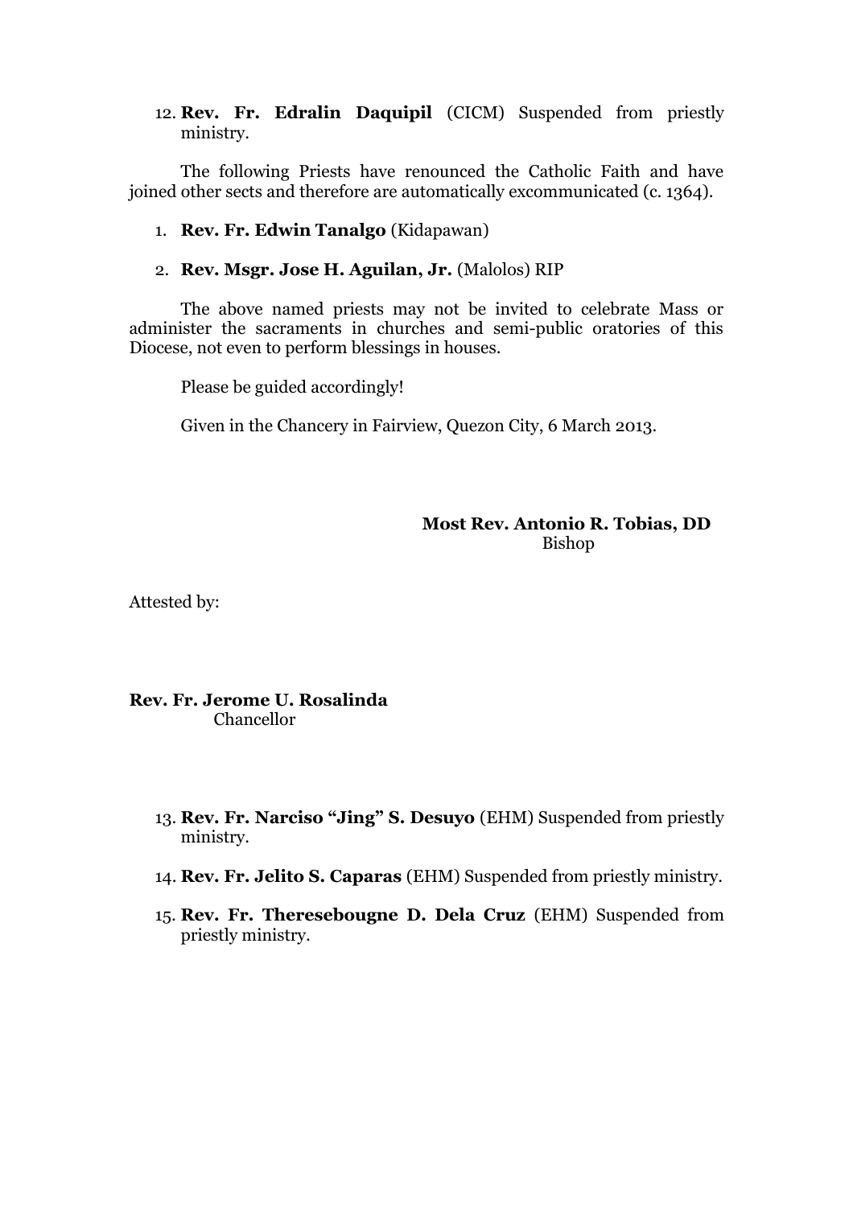12. **Rev. Fr. Edralin Daquipil** (CICM) Suspended from priestly ministry.

The following Priests have renounced the Catholic Faith and have joined other sects and therefore are automatically excommunicated (c. 1364).

1. **Rev. Fr. Edwin Tanalgo** (Kidapawan)
2. **Rev. Msgr. Jose H. Aguilan, Jr.** (Malolos) RIP

The above named priests may not be invited to celebrate Mass or administer the sacraments in churches and semi-public oratories of this Diocese, not even to perform blessings in houses.

Please be guided accordingly!

Given in the Chancery in Fairview, Quezon City, 6 March 2013.

**Most Rev. Antonio R. Tobias, DD**
Bishop

Attested by:

**Rev. Fr. Jerome U. Rosalinda**
Chancellor

13. **Rev. Fr. Narciso "Jing" S. Desuyo** (EHM) Suspended from priestly ministry.
14. **Rev. Fr. Jelito S. Caparas** (EHM) Suspended from priestly ministry.
15. **Rev. Fr. Theresebougne D. Dela Cruz** (EHM) Suspended from priestly ministry.